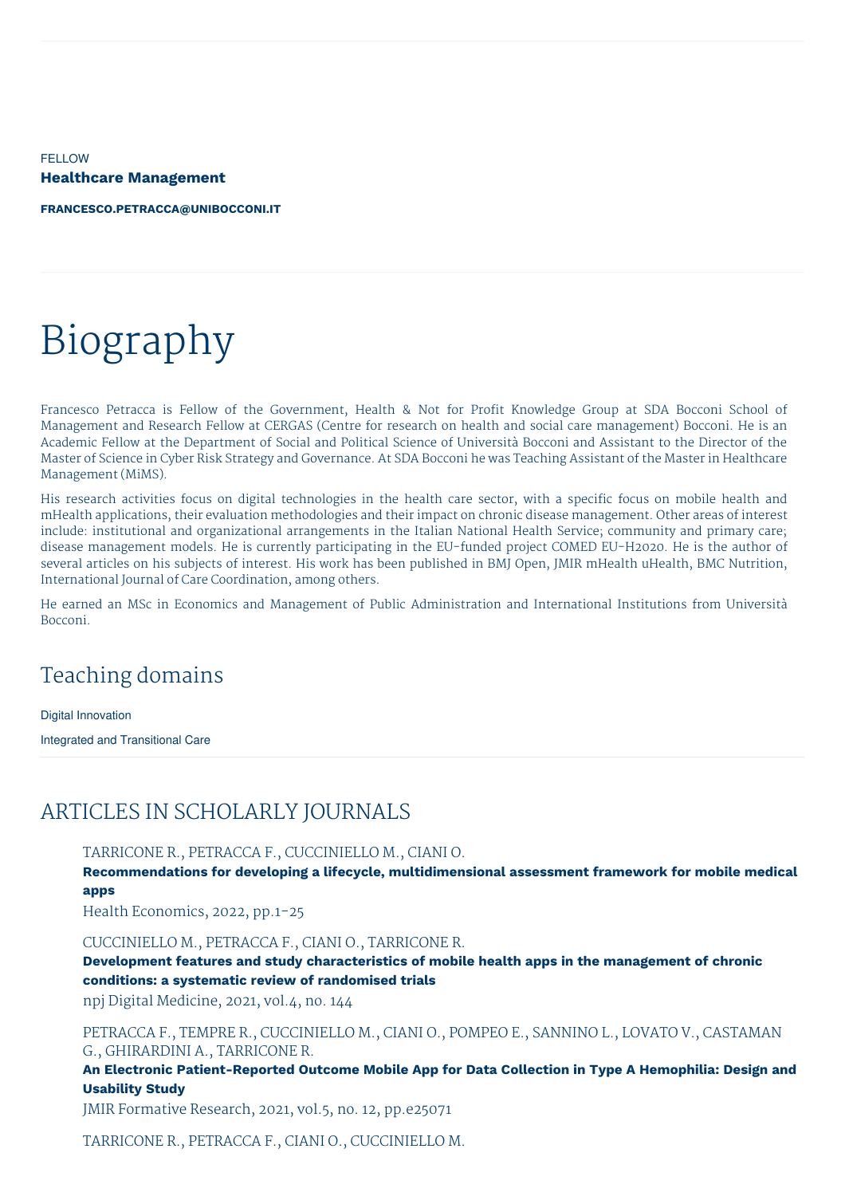FELLOW

**Healthcare Management**

**FRANCESCO.PETRACCA@UNIBOCCONI.IT**

# Biography

Francesco Petracca is Fellow of the Government, Health & Not for Profit Knowledge Group at SDA Bocconi School of Management and Research Fellow at CERGAS (Centre for research on health and social care management) Bocconi. He is an Academic Fellow at the Department of Social and Political Science of Università Bocconi and Assistant to the Director of the Master of Science in Cyber Risk Strategy and Governance. At SDA Bocconi he was Teaching Assistant of the Master in Healthcare Management (MiMS).

His research activities focus on digital technologies in the health care sector, with a specific focus on mobile health and mHealth applications, their evaluation methodologies and their impact on chronic disease management. Other areas of interest include: institutional and organizational arrangements in the Italian National Health Service; community and primary care; disease management models. He is currently participating in the EU-funded project COMED EU-H2020. He is the author of several articles on his subjects of interest. His work has been published in BMJ Open, JMIR mHealth uHealth, BMC Nutrition, International Journal of Care Coordination, among others.

He earned an MSc in Economics and Management of Public Administration and International Institutions from Università Bocconi.

## Teaching domains

Digital Innovation

Integrated and Transitional Care

## ARTICLES IN SCHOLARLY JOURNALS

TARRICONE R., PETRACCA F., CUCCINIELLO M., CIANI O.
**Recommendations for developing a lifecycle, multidimensional assessment framework for mobile medical apps**
Health Economics, 2022, pp.1-25

CUCCINIELLO M., PETRACCA F., CIANI O., TARRICONE R.
**Development features and study characteristics of mobile health apps in the management of chronic conditions: a systematic review of randomised trials**
npj Digital Medicine, 2021, vol.4, no. 144

PETRACCA F., TEMPRE R., CUCCINIELLO M., CIANI O., POMPEO E., SANNINO L., LOVATO V., CASTAMAN G., GHIRARDINI A., TARRICONE R.
**An Electronic Patient-Reported Outcome Mobile App for Data Collection in Type A Hemophilia: Design and Usability Study**
JMIR Formative Research, 2021, vol.5, no. 12, pp.e25071

TARRICONE R., PETRACCA F., CIANI O., CUCCINIELLO M.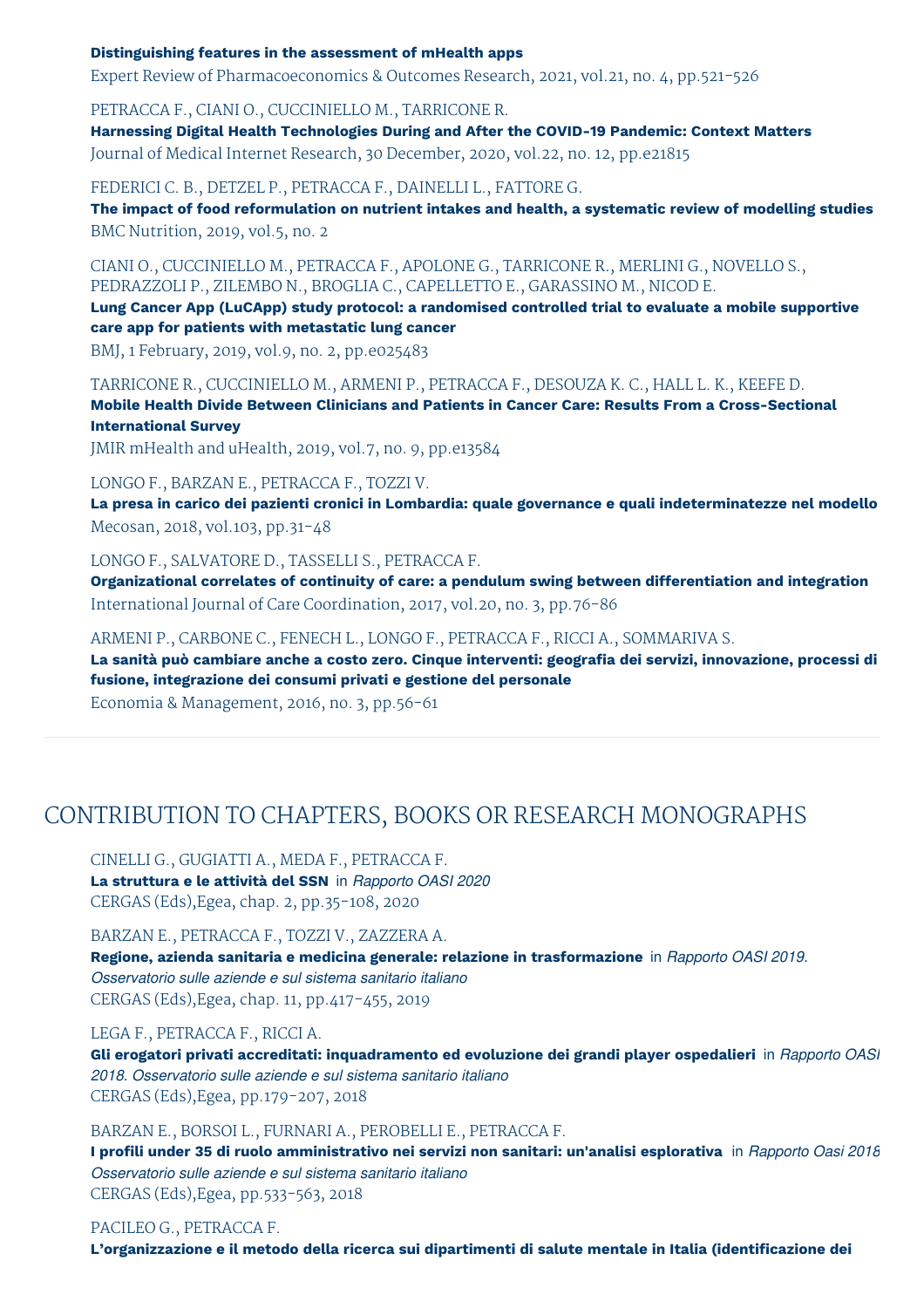**Distinguishing features in the assessment of mHealth apps**
Expert Review of Pharmacoeconomics & Outcomes Research, 2021, vol.21, no. 4, pp.521-526

PETRACCA F., CIANI O., CUCCINIELLO M., TARRICONE R.
**Harnessing Digital Health Technologies During and After the COVID-19 Pandemic: Context Matters**
Journal of Medical Internet Research, 30 December, 2020, vol.22, no. 12, pp.e21815

FEDERICI C. B., DETZEL P., PETRACCA F., DAINELLI L., FATTORE G.
**The impact of food reformulation on nutrient intakes and health, a systematic review of modelling studies**
BMC Nutrition, 2019, vol.5, no. 2

CIANI O., CUCCINIELLO M., PETRACCA F., APOLONE G., TARRICONE R., MERLINI G., NOVELLO S., PEDRAZZOLI P., ZILEMBO N., BROGLIA C., CAPELLETTO E., GARASSINO M., NICOD E.
**Lung Cancer App (LuCApp) study protocol: a randomised controlled trial to evaluate a mobile supportive care app for patients with metastatic lung cancer**
BMJ, 1 February, 2019, vol.9, no. 2, pp.e025483

TARRICONE R., CUCCINIELLO M., ARMENI P., PETRACCA F., DESOUZA K. C., HALL L. K., KEEFE D.
**Mobile Health Divide Between Clinicians and Patients in Cancer Care: Results From a Cross-Sectional International Survey**
JMIR mHealth and uHealth, 2019, vol.7, no. 9, pp.e13584

LONGO F., BARZAN E., PETRACCA F., TOZZI V.
**La presa in carico dei pazienti cronici in Lombardia: quale governance e quali indeterminatezze nel modello**
Mecosan, 2018, vol.103, pp.31-48

LONGO F., SALVATORE D., TASSELLI S., PETRACCA F.
**Organizational correlates of continuity of care: a pendulum swing between differentiation and integration**
International Journal of Care Coordination, 2017, vol.20, no. 3, pp.76-86

ARMENI P., CARBONE C., FENECH L., LONGO F., PETRACCA F., RICCI A., SOMMARIVA S.
**La sanità può cambiare anche a costo zero. Cinque interventi: geografia dei servizi, innovazione, processi di fusione, integrazione dei consumi privati e gestione del personale**
Economia & Management, 2016, no. 3, pp.56-61

## CONTRIBUTION TO CHAPTERS, BOOKS OR RESEARCH MONOGRAPHS

CINELLI G., GUGIATTI A., MEDA F., PETRACCA F.
**La struttura e le attività del SSN** in *Rapporto OASI 2020*
CERGAS (Eds),Egea, chap. 2, pp.35-108, 2020

BARZAN E., PETRACCA F., TOZZI V., ZAZZERA A.
**Regione, azienda sanitaria e medicina generale: relazione in trasformazione** in *Rapporto OASI 2019. Osservatorio sulle aziende e sul sistema sanitario italiano*
CERGAS (Eds),Egea, chap. 11, pp.417-455, 2019

LEGA F., PETRACCA F., RICCI A.
**Gli erogatori privati accreditati: inquadramento ed evoluzione dei grandi player ospedalieri** in *Rapporto OASI 2018. Osservatorio sulle aziende e sul sistema sanitario italiano*
CERGAS (Eds),Egea, pp.179-207, 2018

BARZAN E., BORSOI L., FURNARI A., PEROBELLI E., PETRACCA F.
**I profili under 35 di ruolo amministrativo nei servizi non sanitari: un'analisi esplorativa** in *Rapporto Oasi 2018 Osservatorio sulle aziende e sul sistema sanitario italiano*
CERGAS (Eds),Egea, pp.533-563, 2018

PACILEO G., PETRACCA F.
**L'organizzazione e il metodo della ricerca sui dipartimenti di salute mentale in Italia (identificazione dei**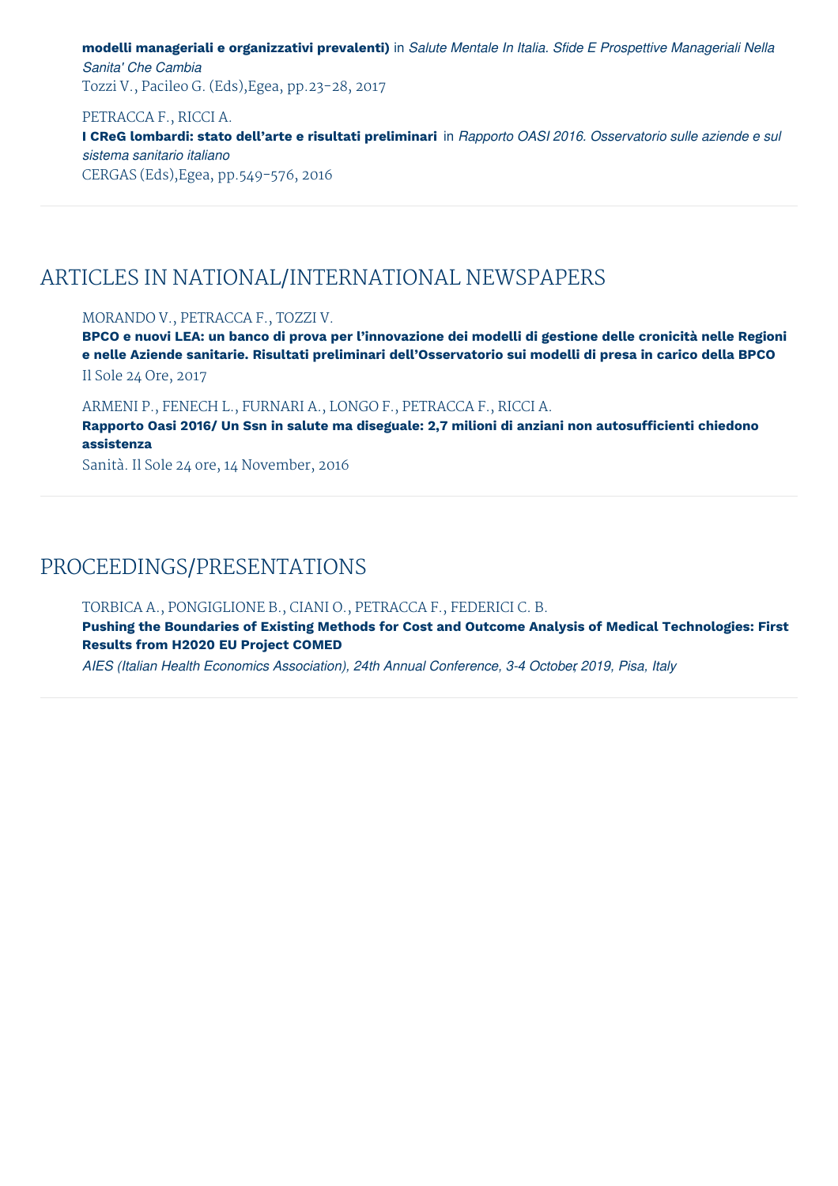**modelli manageriali e organizzativi prevalenti)** in *Salute Mentale In Italia. Sfide E Prospettive Manageriali Nella Sanita' Che Cambia*
Tozzi V., Pacileo G. (Eds),Egea, pp.23-28, 2017

PETRACCA F., RICCI A.
**I CReG lombardi: stato dell'arte e risultati preliminari** in *Rapporto OASI 2016. Osservatorio sulle aziende e sul sistema sanitario italiano*
CERGAS (Eds),Egea, pp.549-576, 2016

## ARTICLES IN NATIONAL/INTERNATIONAL NEWSPAPERS

MORANDO V., PETRACCA F., TOZZI V.
**BPCO e nuovi LEA: un banco di prova per l'innovazione dei modelli di gestione delle cronicità nelle Regioni e nelle Aziende sanitarie. Risultati preliminari dell'Osservatorio sui modelli di presa in carico della BPCO**
Il Sole 24 Ore, 2017

ARMENI P., FENECH L., FURNARI A., LONGO F., PETRACCA F., RICCI A.
**Rapporto Oasi 2016/ Un Ssn in salute ma diseguale: 2,7 milioni di anziani non autosufficienti chiedono assistenza**
Sanità. Il Sole 24 ore, 14 November, 2016

## PROCEEDINGS/PRESENTATIONS

TORBICA A., PONGIGLIONE B., CIANI O., PETRACCA F., FEDERICI C. B.
**Pushing the Boundaries of Existing Methods for Cost and Outcome Analysis of Medical Technologies: First Results from H2020 EU Project COMED**
*AIES (Italian Health Economics Association), 24th Annual Conference, 3-4 October, 2019, Pisa, Italy*